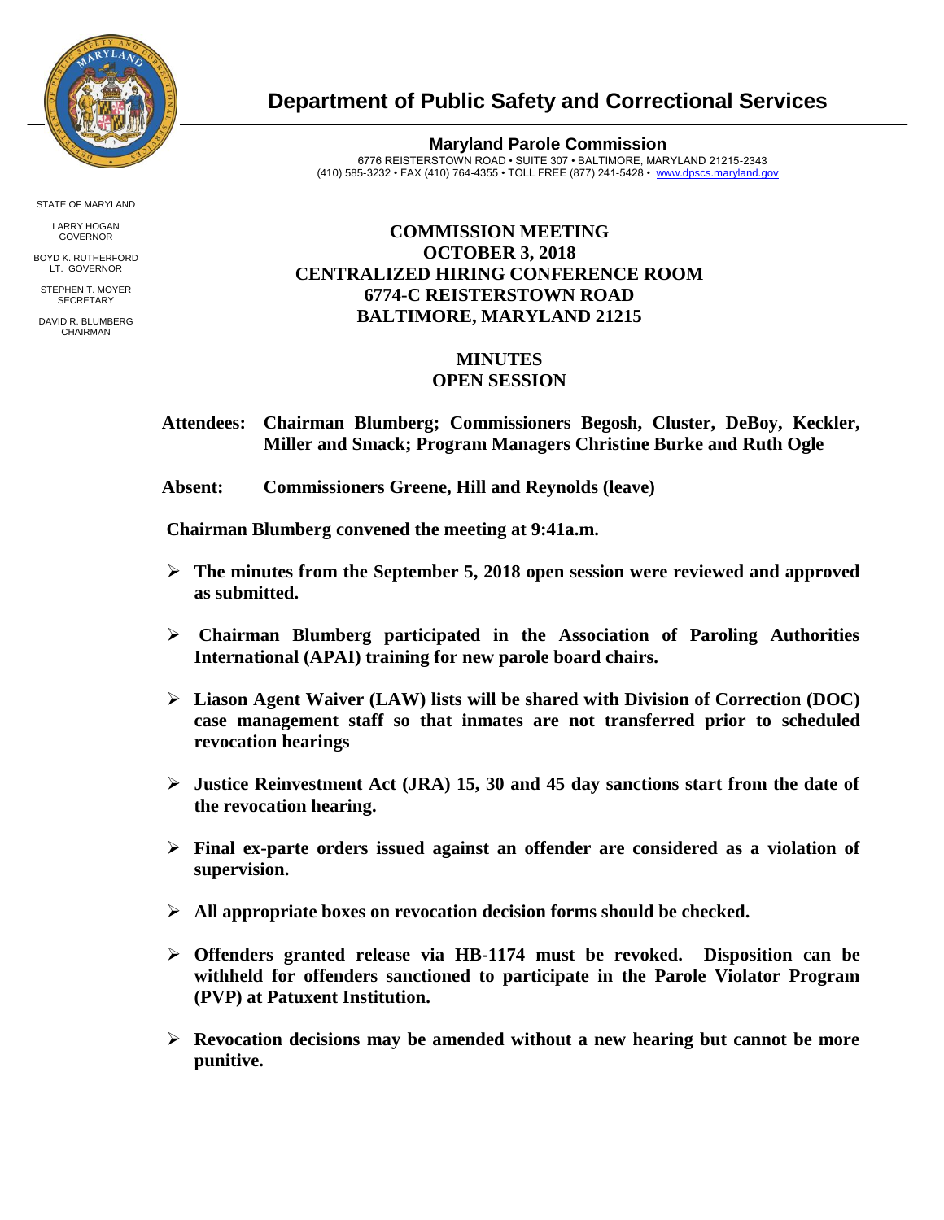# Department of Public Safety and Correctional Services

**Maryland Parole Commission**
6776 REISTERSTOWN ROAD • SUITE 307 • BALTIMORE, MARYLAND 21215-2343
(410) 585-3232 • FAX (410) 764-4355 • TOLL FREE (877) 241-5428 • www.dpscs.maryland.gov

STATE OF MARYLAND

LARRY HOGAN
GOVERNOR

BOYD K. RUTHERFORD
LT. GOVERNOR

STEPHEN T. MOYER
SECRETARY

DAVID R. BLUMBERG
CHAIRMAN

## COMMISSION MEETING
## OCTOBER 3, 2018
## CENTRALIZED HIRING CONFERENCE ROOM
## 6774-C REISTERSTOWN ROAD
## BALTIMORE, MARYLAND 21215

## MINUTES
## OPEN SESSION

**Attendees:** **Chairman Blumberg; Commissioners Begosh, Cluster, DeBoy, Keckler, Miller and Smack; Program Managers Christine Burke and Ruth Ogle**

**Absent:** **Commissioners Greene, Hill and Reynolds (leave)**

**Chairman Blumberg convened the meeting at 9:41a.m.**

- **The minutes from the September 5, 2018 open session were reviewed and approved as submitted.**
- **Chairman Blumberg participated in the Association of Paroling Authorities International (APAI) training for new parole board chairs.**
- **Liason Agent Waiver (LAW) lists will be shared with Division of Correction (DOC) case management staff so that inmates are not transferred prior to scheduled revocation hearings**
- **Justice Reinvestment Act (JRA) 15, 30 and 45 day sanctions start from the date of the revocation hearing.**
- **Final ex-parte orders issued against an offender are considered as a violation of supervision.**
- **All appropriate boxes on revocation decision forms should be checked.**
- **Offenders granted release via HB-1174 must be revoked. Disposition can be withheld for offenders sanctioned to participate in the Parole Violator Program (PVP) at Patuxent Institution.**
- **Revocation decisions may be amended without a new hearing but cannot be more punitive.**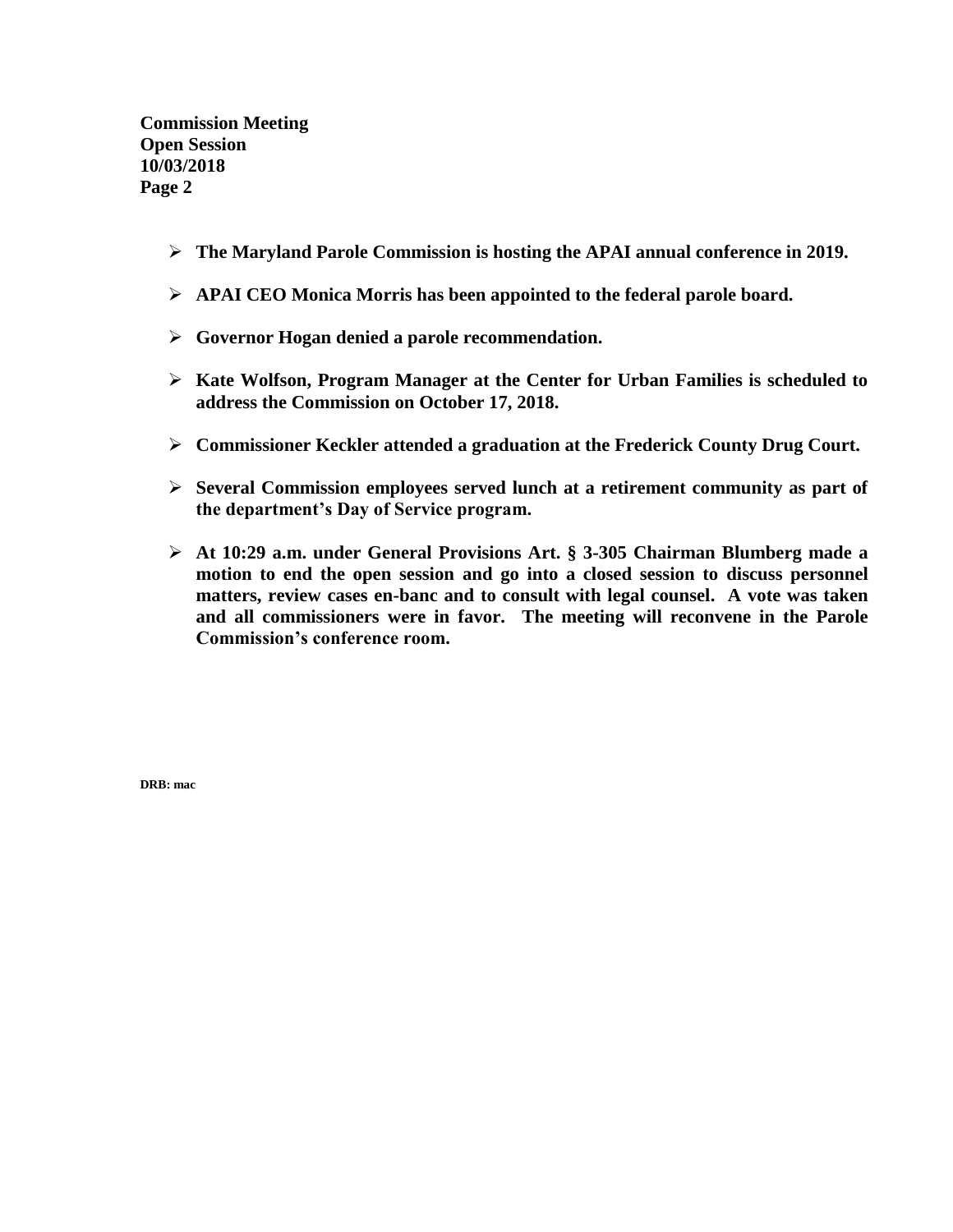- **The Maryland Parole Commission is hosting the APAI annual conference in 2019.**

- **APAI CEO Monica Morris has been appointed to the federal parole board.**

- **Governor Hogan denied a parole recommendation.**

- **Kate Wolfson, Program Manager at the Center for Urban Families is scheduled to address the Commission on October 17, 2018.**

- **Commissioner Keckler attended a graduation at the Frederick County Drug Court.**

- **Several Commission employees served lunch at a retirement community as part of the department's Day of Service program.**

- **At 10:29 a.m. under General Provisions Art. § 3-305 Chairman Blumberg made a motion to end the open session and go into a closed session to discuss personnel matters, review cases en-banc and to consult with legal counsel. A vote was taken and all commissioners were in favor. The meeting will reconvene in the Parole Commission's conference room.**

**DRB: mac**